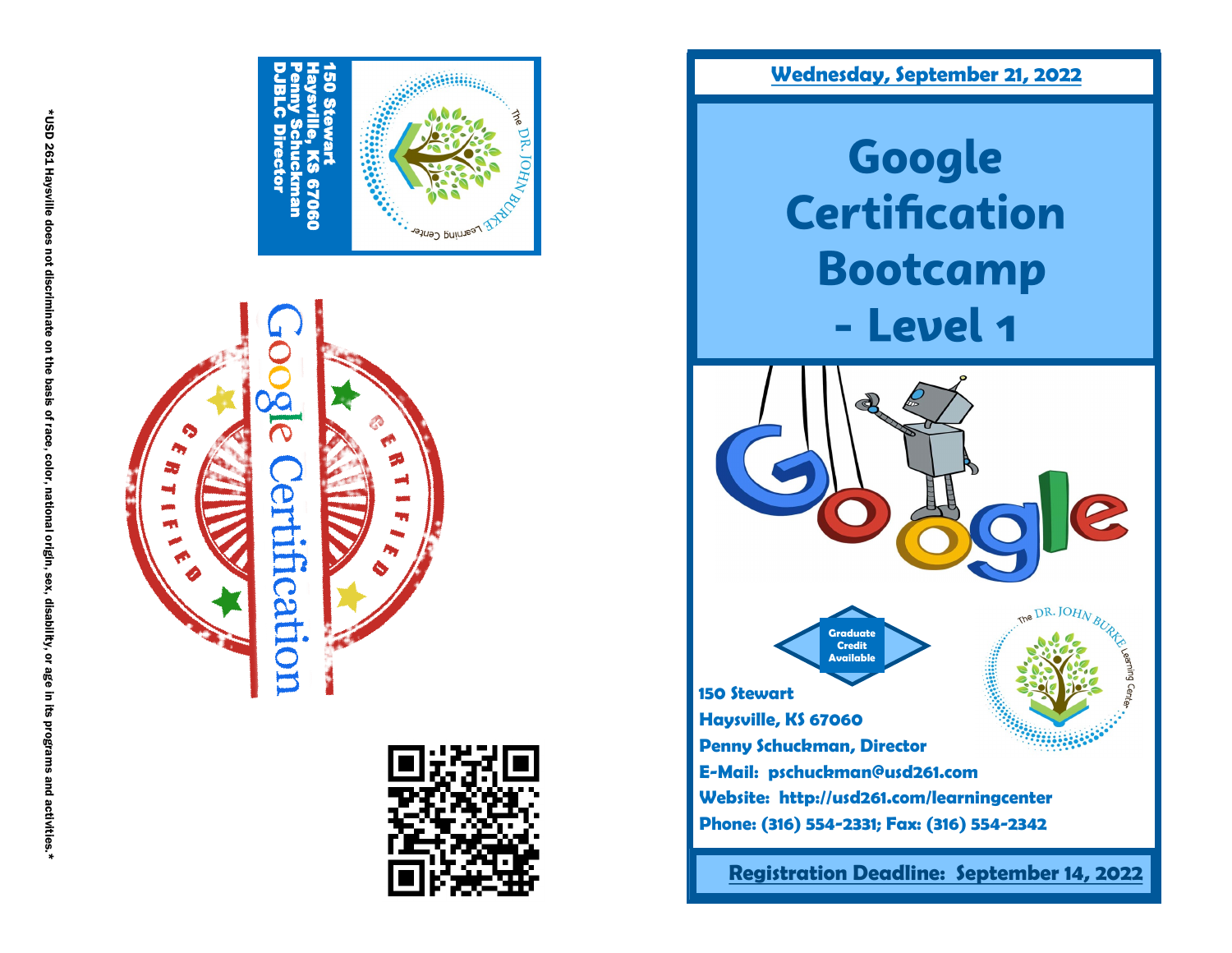150 Stewart
Haysville, KS 67060
Penny Schuckman
DJBLC Director

Google Certification

*USD 261 Haysville does not discriminate on the basis of race, color, national origin, sex, disability, or age in its programs and activities.*

**Wednesday, September 21, 2022**

# Google Certification Bootcamp - Level 1

Graduate Credit Available

**150 Stewart**
**Haysville, KS 67060**
**Penny Schuckman, Director**
**E-Mail: pschuckman@usd261.com**
**Website: http://usd261.com/learningcenter**
**Phone: (316) 554-2331; Fax: (316) 554-2342**

**Registration Deadline: September 14, 2022**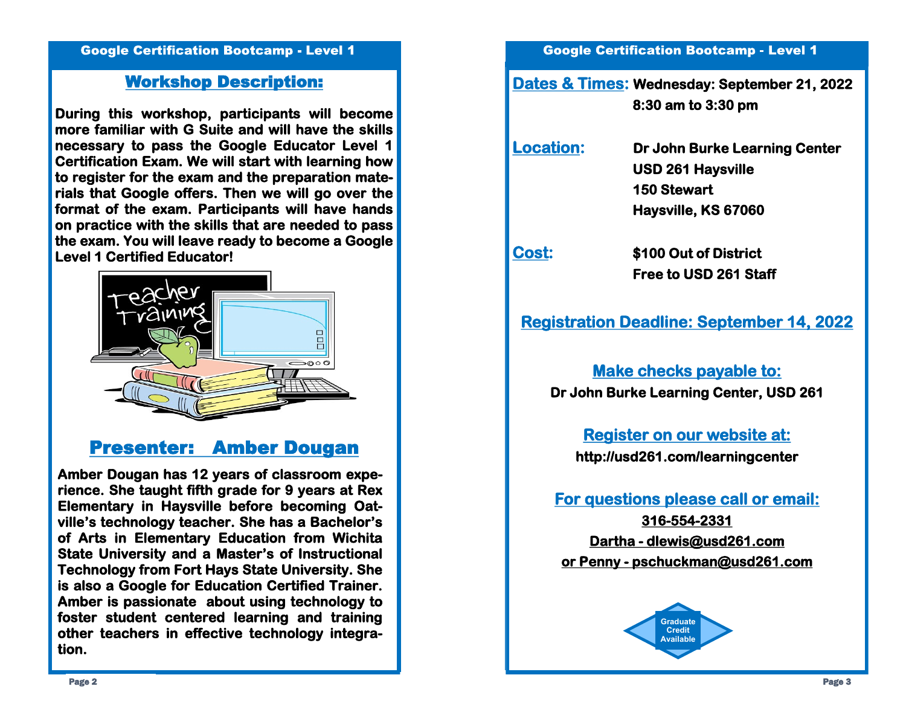## Google Certification Bootcamp - Level 1

### Workshop Description:

**During this workshop, participants will become more familiar with G Suite and will have the skills necessary to pass the Google Educator Level 1 Certification Exam. We will start with learning how to register for the exam and the preparation materials that Google offers. Then we will go over the format of the exam. Participants will have hands on practice with the skills that are needed to pass the exam. You will leave ready to become a Google Level 1 Certified Educator!**

### Presenter: Amber Dougan

**Amber Dougan has 12 years of classroom experience. She taught fifth grade for 9 years at Rex Elementary in Haysville before becoming Oatville's technology teacher. She has a Bachelor's of Arts in Elementary Education from Wichita State University and a Master's of Instructional Technology from Fort Hays State University. She is also a Google for Education Certified Trainer. Amber is passionate about using technology to foster student centered learning and training other teachers in effective technology integration.**

## Google Certification Bootcamp - Level 1

**Dates & Times:** Wednesday: September 21, 2022
8:30 am to 3:30 pm

**Location:** Dr John Burke Learning Center
USD 261 Haysville
150 Stewart
Haysville, KS 67060

**Cost:** $100 Out of District
Free to USD 261 Staff

### Registration Deadline: September 14, 2022

### Make checks payable to:

**Dr John Burke Learning Center, USD 261**

### Register on our website at:

**http://usd261.com/learningcenter**

### For questions please call or email:

**316-554-2331**

**Dartha - dlewis@usd261.com**

**or Penny - pschuckman@usd261.com**

Graduate Credit Available